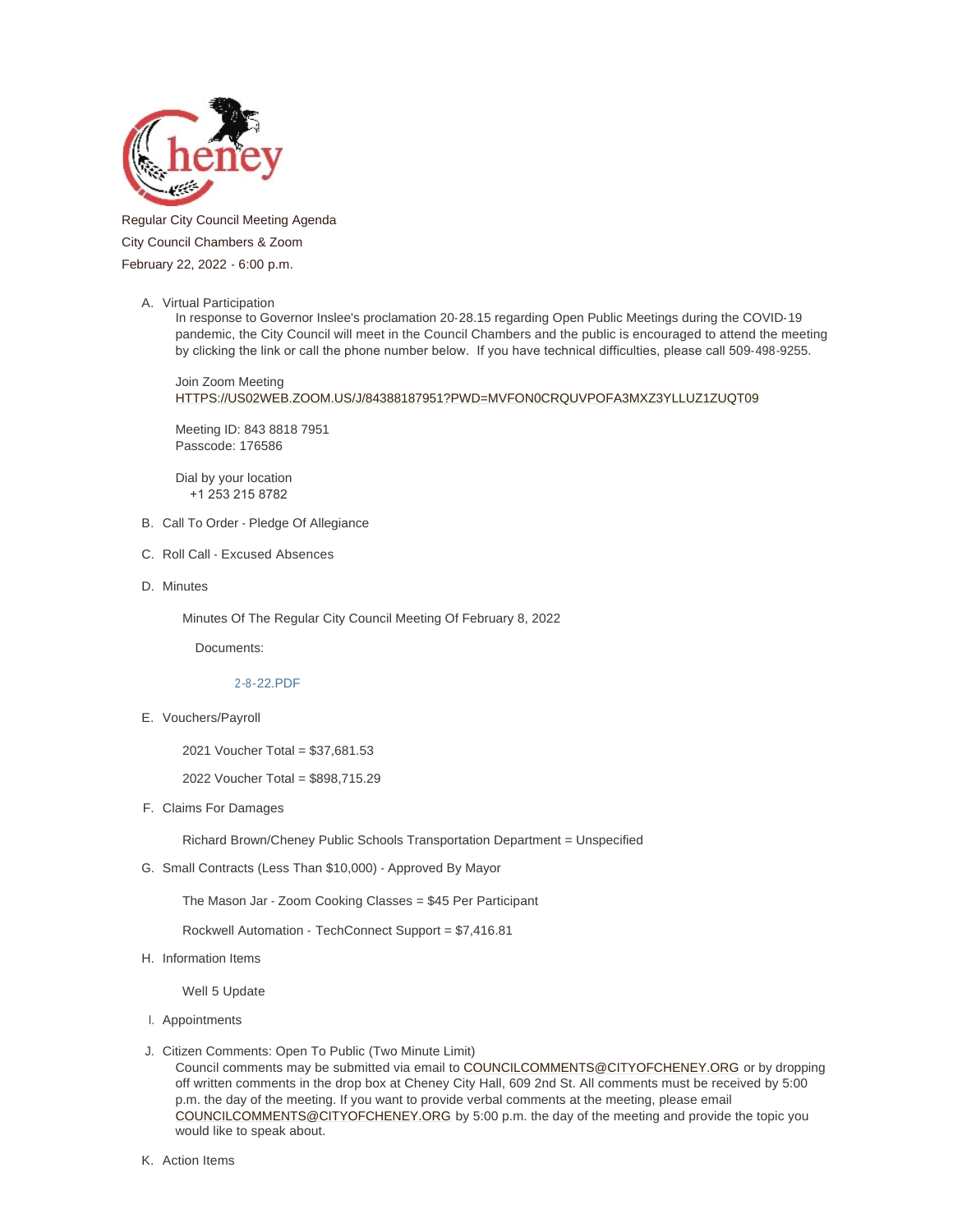Regular City Council Meeting Agenda

City Council Chambers & Zoom

February 22, 2022 - 6:00 p.m.

A. Virtual Participation

   In response to Governor Inslee's proclamation 20-28.15 regarding Open Public Meetings during the COVID-19 pandemic, the City Council will meet in the Council Chambers and the public is encouraged to attend the meeting by clicking the link or call the phone number below. If you have technical difficulties, please call 509-498-9255.

   Join Zoom Meeting
   HTTPS://US02WEB.ZOOM.US/J/84388187951?PWD=MVFON0CRQUVPOFA3MXZ3YLLUZ1ZUQT09

   Meeting ID: 843 8818 7951
   Passcode: 176586

   Dial by your location
   +1 253 215 8782

B. Call To Order - Pledge Of Allegiance

C. Roll Call - Excused Absences

D. Minutes

   Minutes Of The Regular City Council Meeting Of February 8, 2022

   Documents:

   2-8-22.PDF

E. Vouchers/Payroll

   2021 Voucher Total = $37,681.53

   2022 Voucher Total = $898,715.29

F. Claims For Damages

   Richard Brown/Cheney Public Schools Transportation Department = Unspecified

G. Small Contracts (Less Than $10,000) - Approved By Mayor

   The Mason Jar - Zoom Cooking Classes = $45 Per Participant

   Rockwell Automation - TechConnect Support = $7,416.81

H. Information Items

   Well 5 Update

I. Appointments

J. Citizen Comments: Open To Public (Two Minute Limit)

   Council comments may be submitted via email to COUNCILCOMMENTS@CITYOFCHENEY.ORG or by dropping off written comments in the drop box at Cheney City Hall, 609 2nd St. All comments must be received by 5:00 p.m. the day of the meeting. If you want to provide verbal comments at the meeting, please email COUNCILCOMMENTS@CITYOFCHENEY.ORG by 5:00 p.m. the day of the meeting and provide the topic you would like to speak about.

K. Action Items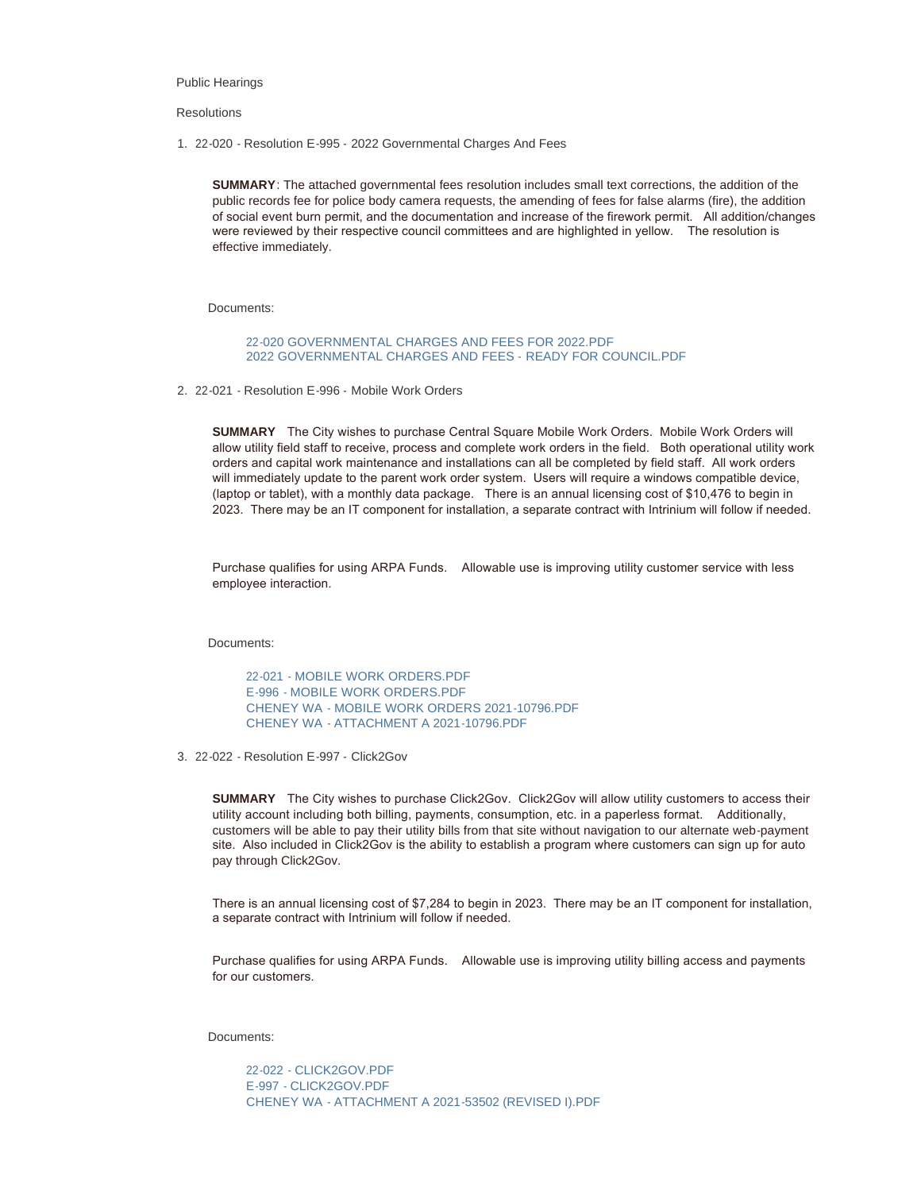Public Hearings

Resolutions

1. 22-020 - Resolution E-995 - 2022 Governmental Charges And Fees

   **SUMMARY**: The attached governmental fees resolution includes small text corrections, the addition of the public records fee for police body camera requests, the amending of fees for false alarms (fire), the addition of social event burn permit, and the documentation and increase of the firework permit. All addition/changes were reviewed by their respective council committees and are highlighted in yellow. The resolution is effective immediately.

   Documents:

   22-020 GOVERNMENTAL CHARGES AND FEES FOR 2022.PDF
   2022 GOVERNMENTAL CHARGES AND FEES - READY FOR COUNCIL.PDF

2. 22-021 - Resolution E-996 - Mobile Work Orders

   **SUMMARY** The City wishes to purchase Central Square Mobile Work Orders. Mobile Work Orders will allow utility field staff to receive, process and complete work orders in the field. Both operational utility work orders and capital work maintenance and installations can all be completed by field staff. All work orders will immediately update to the parent work order system. Users will require a windows compatible device, (laptop or tablet), with a monthly data package. There is an annual licensing cost of $10,476 to begin in 2023. There may be an IT component for installation, a separate contract with Intrinium will follow if needed.

   Purchase qualifies for using ARPA Funds. Allowable use is improving utility customer service with less employee interaction.

   Documents:

   22-021 - MOBILE WORK ORDERS.PDF
   E-996 - MOBILE WORK ORDERS.PDF
   CHENEY WA - MOBILE WORK ORDERS 2021-10796.PDF
   CHENEY WA - ATTACHMENT A 2021-10796.PDF

3. 22-022 - Resolution E-997 - Click2Gov

   **SUMMARY** The City wishes to purchase Click2Gov. Click2Gov will allow utility customers to access their utility account including both billing, payments, consumption, etc. in a paperless format. Additionally, customers will be able to pay their utility bills from that site without navigation to our alternate web-payment site. Also included in Click2Gov is the ability to establish a program where customers can sign up for auto pay through Click2Gov.

   There is an annual licensing cost of $7,284 to begin in 2023. There may be an IT component for installation, a separate contract with Intrinium will follow if needed.

   Purchase qualifies for using ARPA Funds. Allowable use is improving utility billing access and payments for our customers.

   Documents:

   22-022 - CLICK2GOV.PDF
   E-997 - CLICK2GOV.PDF
   CHENEY WA - ATTACHMENT A 2021-53502 (REVISED I).PDF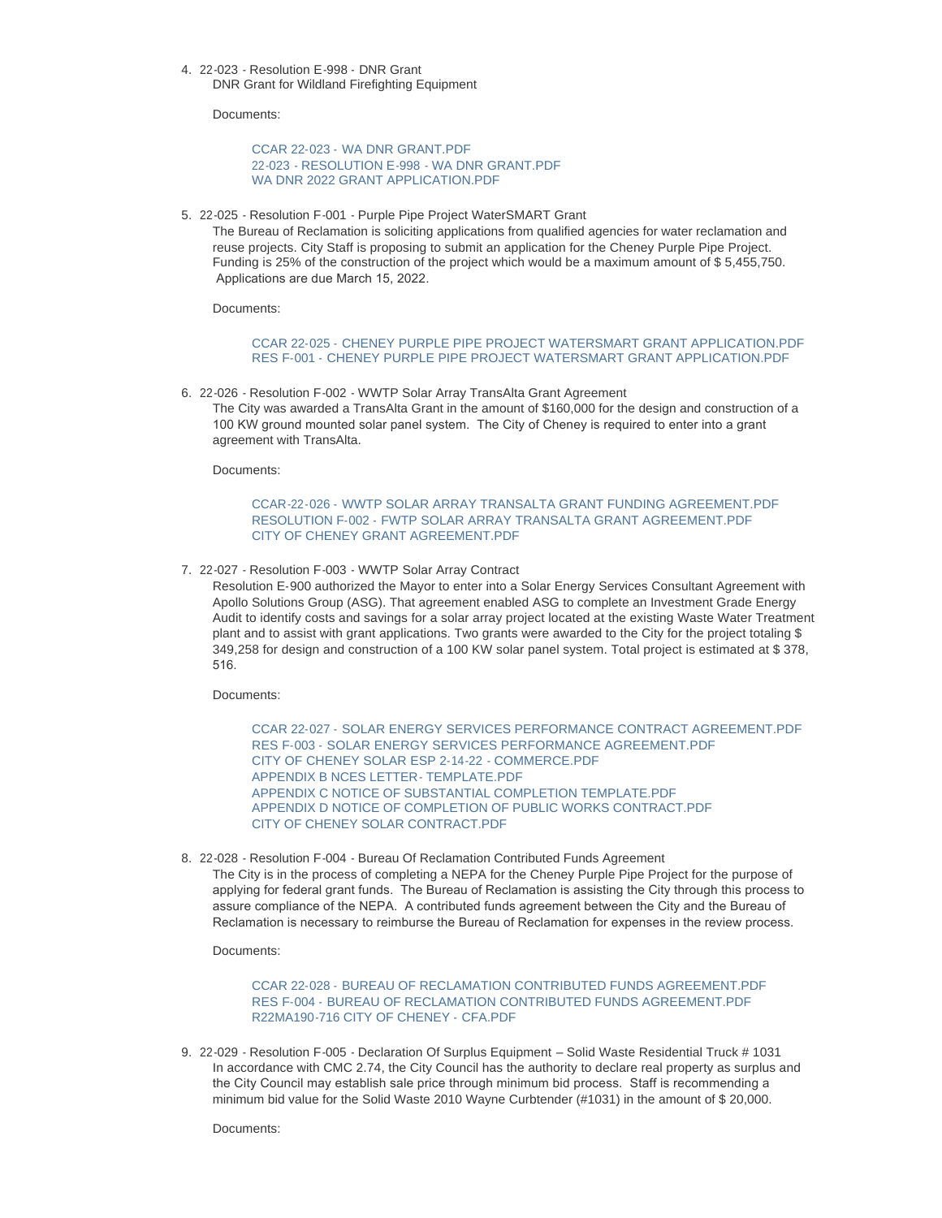4. 22-023 - Resolution E-998 - DNR Grant

   DNR Grant for Wildland Firefighting Equipment

   Documents:

   CCAR 22-023 - WA DNR GRANT.PDF
   22-023 - RESOLUTION E-998 - WA DNR GRANT.PDF
   WA DNR 2022 GRANT APPLICATION.PDF

5. 22-025 - Resolution F-001 - Purple Pipe Project WaterSMART Grant

   The Bureau of Reclamation is soliciting applications from qualified agencies for water reclamation and reuse projects. City Staff is proposing to submit an application for the Cheney Purple Pipe Project. Funding is 25% of the construction of the project which would be a maximum amount of $ 5,455,750. Applications are due March 15, 2022.

   Documents:

   CCAR 22-025 - CHENEY PURPLE PIPE PROJECT WATERSMART GRANT APPLICATION.PDF
   RES F-001 - CHENEY PURPLE PIPE PROJECT WATERSMART GRANT APPLICATION.PDF

6. 22-026 - Resolution F-002 - WWTP Solar Array TransAlta Grant Agreement

   The City was awarded a TransAlta Grant in the amount of $160,000 for the design and construction of a 100 KW ground mounted solar panel system. The City of Cheney is required to enter into a grant agreement with TransAlta.

   Documents:

   CCAR-22-026 - WWTP SOLAR ARRAY TRANSALTA GRANT FUNDING AGREEMENT.PDF
   RESOLUTION F-002 - FWTP SOLAR ARRAY TRANSALTA GRANT AGREEMENT.PDF
   CITY OF CHENEY GRANT AGREEMENT.PDF

7. 22-027 - Resolution F-003 - WWTP Solar Array Contract

   Resolution E-900 authorized the Mayor to enter into a Solar Energy Services Consultant Agreement with Apollo Solutions Group (ASG). That agreement enabled ASG to complete an Investment Grade Energy Audit to identify costs and savings for a solar array project located at the existing Waste Water Treatment plant and to assist with grant applications. Two grants were awarded to the City for the project totaling $ 349,258 for design and construction of a 100 KW solar panel system. Total project is estimated at $ 378, 516.

   Documents:

   CCAR 22-027 - SOLAR ENERGY SERVICES PERFORMANCE CONTRACT AGREEMENT.PDF
   RES F-003 - SOLAR ENERGY SERVICES PERFORMANCE AGREEMENT.PDF
   CITY OF CHENEY SOLAR ESP 2-14-22 - COMMERCE.PDF
   APPENDIX B NCES LETTER- TEMPLATE.PDF
   APPENDIX C NOTICE OF SUBSTANTIAL COMPLETION TEMPLATE.PDF
   APPENDIX D NOTICE OF COMPLETION OF PUBLIC WORKS CONTRACT.PDF
   CITY OF CHENEY SOLAR CONTRACT.PDF

8. 22-028 - Resolution F-004 - Bureau Of Reclamation Contributed Funds Agreement

   The City is in the process of completing a NEPA for the Cheney Purple Pipe Project for the purpose of applying for federal grant funds. The Bureau of Reclamation is assisting the City through this process to assure compliance of the NEPA. A contributed funds agreement between the City and the Bureau of Reclamation is necessary to reimburse the Bureau of Reclamation for expenses in the review process.

   Documents:

   CCAR 22-028 - BUREAU OF RECLAMATION CONTRIBUTED FUNDS AGREEMENT.PDF
   RES F-004 - BUREAU OF RECLAMATION CONTRIBUTED FUNDS AGREEMENT.PDF
   R22MA190-716 CITY OF CHENEY - CFA.PDF

9. 22-029 - Resolution F-005 - Declaration Of Surplus Equipment – Solid Waste Residential Truck # 1031

   In accordance with CMC 2.74, the City Council has the authority to declare real property as surplus and the City Council may establish sale price through minimum bid process. Staff is recommending a minimum bid value for the Solid Waste 2010 Wayne Curbtender (#1031) in the amount of $ 20,000.

   Documents: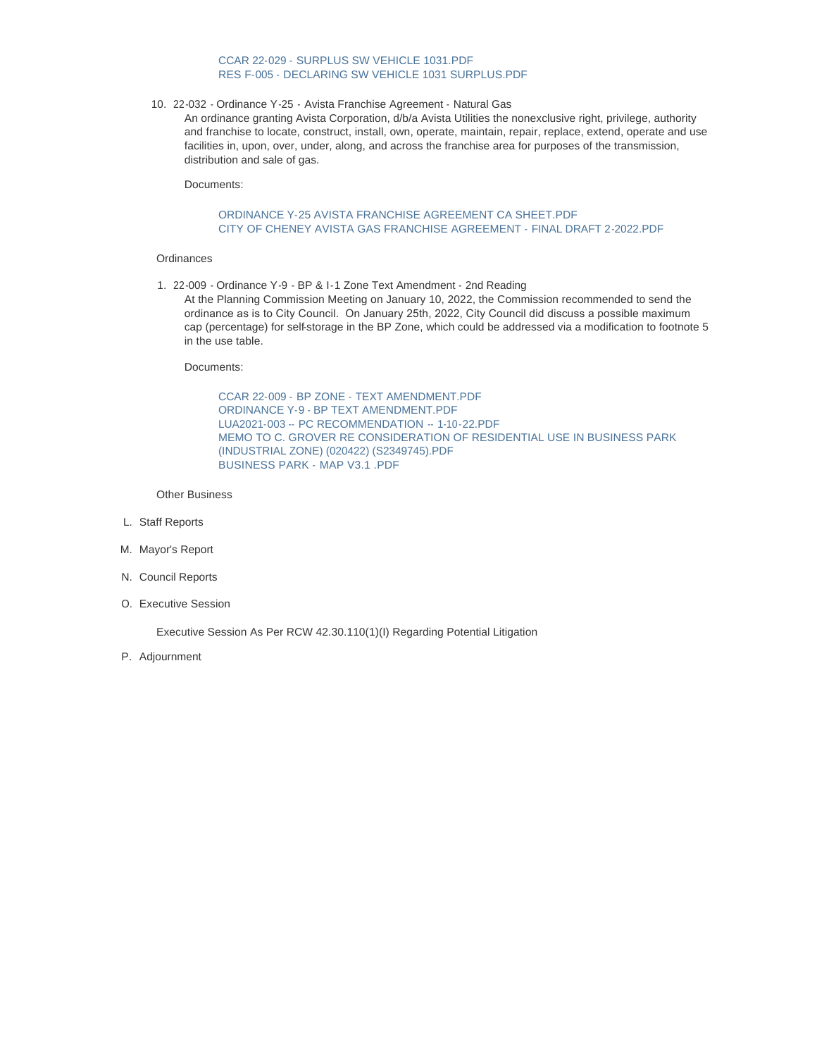CCAR 22-029 - SURPLUS SW VEHICLE 1031.PDF
RES F-005 - DECLARING SW VEHICLE 1031 SURPLUS.PDF

10. 22-032 - Ordinance Y-25 - Avista Franchise Agreement - Natural Gas

    An ordinance granting Avista Corporation, d/b/a Avista Utilities the nonexclusive right, privilege, authority and franchise to locate, construct, install, own, operate, maintain, repair, replace, extend, operate and use facilities in, upon, over, under, along, and across the franchise area for purposes of the transmission, distribution and sale of gas.

    Documents:

    ORDINANCE Y-25 AVISTA FRANCHISE AGREEMENT CA SHEET.PDF
    CITY OF CHENEY AVISTA GAS FRANCHISE AGREEMENT - FINAL DRAFT 2-2022.PDF

Ordinances

1. 22-009 - Ordinance Y-9 - BP & I-1 Zone Text Amendment - 2nd Reading

   At the Planning Commission Meeting on January 10, 2022, the Commission recommended to send the ordinance as is to City Council. On January 25th, 2022, City Council did discuss a possible maximum cap (percentage) for self-storage in the BP Zone, which could be addressed via a modification to footnote 5 in the use table.

   Documents:

   CCAR 22-009 - BP ZONE - TEXT AMENDMENT.PDF
   ORDINANCE Y-9 - BP TEXT AMENDMENT.PDF
   LUA2021-003 -- PC RECOMMENDATION -- 1-10-22.PDF
   MEMO TO C. GROVER RE CONSIDERATION OF RESIDENTIAL USE IN BUSINESS PARK (INDUSTRIAL ZONE) (020422) (S2349745).PDF
   BUSINESS PARK - MAP V3.1 .PDF

Other Business

L. Staff Reports

M. Mayor's Report

N. Council Reports

O. Executive Session

   Executive Session As Per RCW 42.30.110(1)(I) Regarding Potential Litigation

P. Adjournment